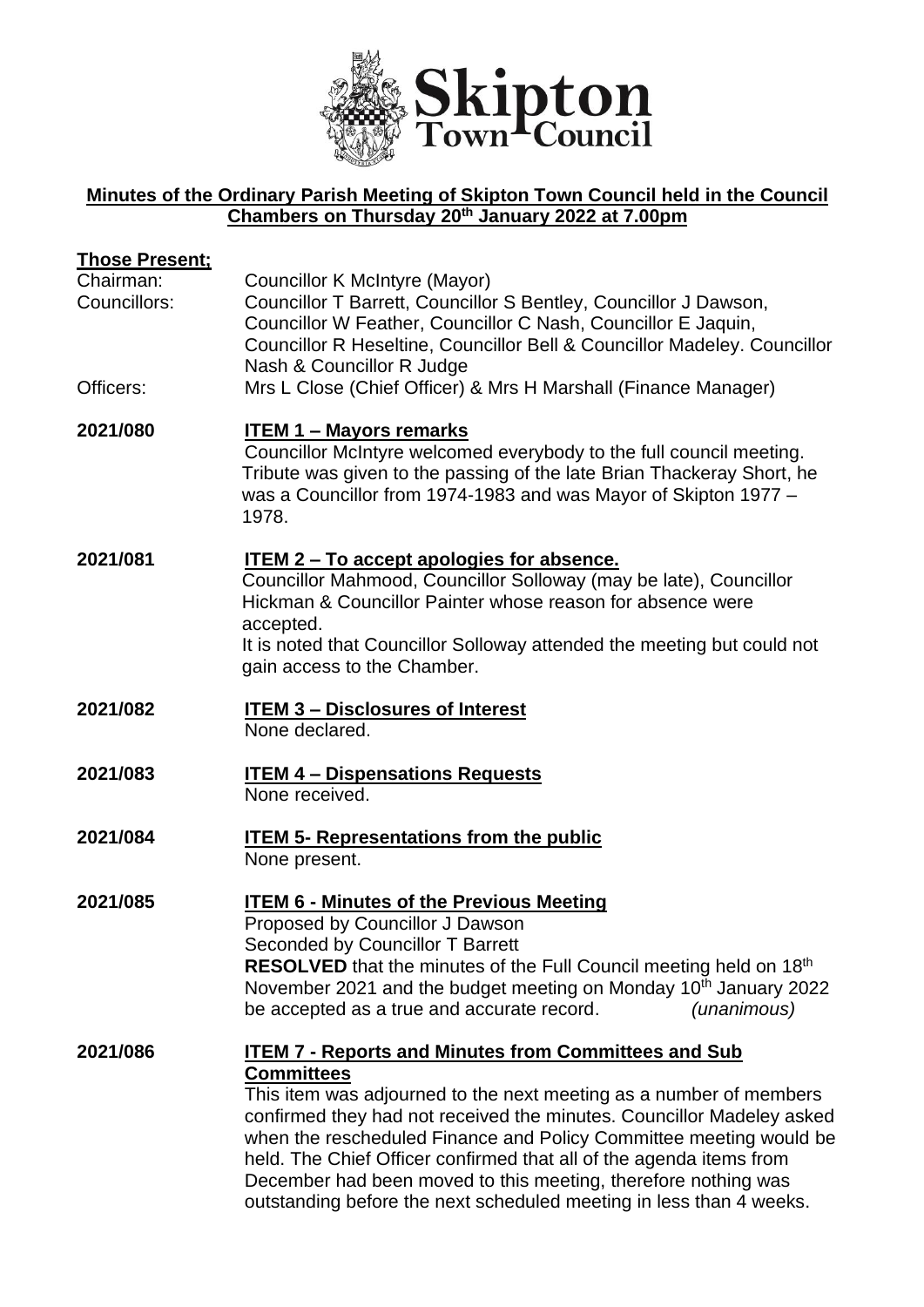Skipton Town Council

## Minutes of the Ordinary Parish Meeting of Skipton Town Council held in the Council Chambers on Thursday 20th January 2022 at 7.00pm

**Those Present;**

Chairman: Councillor K McIntyre (Mayor)

Councillors: Councillor T Barrett, Councillor S Bentley, Councillor J Dawson, Councillor W Feather, Councillor C Nash, Councillor E Jaquin, Councillor R Heseltine, Councillor Bell & Councillor Madeley. Councillor Nash & Councillor R Judge

Officers: Mrs L Close (Chief Officer) & Mrs H Marshall (Finance Manager)

**2021/080** **ITEM 1 – Mayors remarks**

Councillor McIntyre welcomed everybody to the full council meeting. Tribute was given to the passing of the late Brian Thackeray Short, he was a Councillor from 1974-1983 and was Mayor of Skipton 1977 – 1978.

**2021/081** **ITEM 2 – To accept apologies for absence.**

Councillor Mahmood, Councillor Solloway (may be late), Councillor Hickman & Councillor Painter whose reason for absence were accepted.

It is noted that Councillor Solloway attended the meeting but could not gain access to the Chamber.

**2021/082** **ITEM 3 – Disclosures of Interest**

None declared.

**2021/083** **ITEM 4 – Dispensations Requests**

None received.

**2021/084** **ITEM 5- Representations from the public**

None present.

**2021/085** **ITEM 6 - Minutes of the Previous Meeting**

Proposed by Councillor J Dawson
Seconded by Councillor T Barrett
**RESOLVED** that the minutes of the Full Council meeting held on 18th November 2021 and the budget meeting on Monday 10th January 2022 be accepted as a true and accurate record. *(unanimous)*

**2021/086** **ITEM 7 - Reports and Minutes from Committees and Sub Committees**

This item was adjourned to the next meeting as a number of members confirmed they had not received the minutes. Councillor Madeley asked when the rescheduled Finance and Policy Committee meeting would be held. The Chief Officer confirmed that all of the agenda items from December had been moved to this meeting, therefore nothing was outstanding before the next scheduled meeting in less than 4 weeks.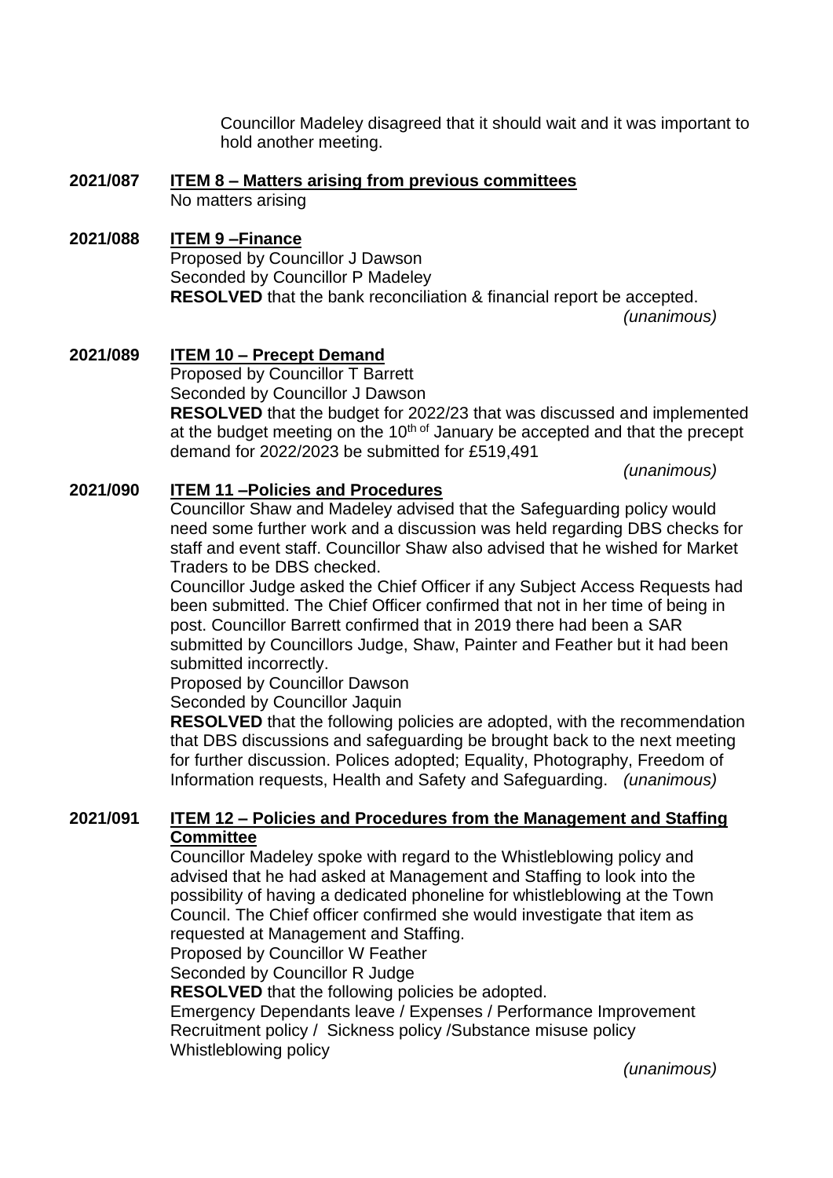Councillor Madeley disagreed that it should wait and it was important to hold another meeting.

**2021/087 ITEM 8 – Matters arising from previous committees**

No matters arising

**2021/088 ITEM 9 –Finance**

Proposed by Councillor J Dawson
Seconded by Councillor P Madeley
**RESOLVED** that the bank reconciliation & financial report be accepted.
*(unanimous)*

**2021/089 ITEM 10 – Precept Demand**

Proposed by Councillor T Barrett
Seconded by Councillor J Dawson
**RESOLVED** that the budget for 2022/23 that was discussed and implemented at the budget meeting on the 10th of January be accepted and that the precept demand for 2022/2023 be submitted for £519,491
*(unanimous)*

**2021/090 ITEM 11 –Policies and Procedures**

Councillor Shaw and Madeley advised that the Safeguarding policy would need some further work and a discussion was held regarding DBS checks for staff and event staff. Councillor Shaw also advised that he wished for Market Traders to be DBS checked.

Councillor Judge asked the Chief Officer if any Subject Access Requests had been submitted. The Chief Officer confirmed that not in her time of being in post. Councillor Barrett confirmed that in 2019 there had been a SAR submitted by Councillors Judge, Shaw, Painter and Feather but it had been submitted incorrectly.

Proposed by Councillor Dawson
Seconded by Councillor Jaquin
**RESOLVED** that the following policies are adopted, with the recommendation that DBS discussions and safeguarding be brought back to the next meeting for further discussion. Polices adopted; Equality, Photography, Freedom of Information requests, Health and Safety and Safeguarding. *(unanimous)*

**2021/091 ITEM 12 – Policies and Procedures from the Management and Staffing Committee**

Councillor Madeley spoke with regard to the Whistleblowing policy and advised that he had asked at Management and Staffing to look into the possibility of having a dedicated phoneline for whistleblowing at the Town Council. The Chief officer confirmed she would investigate that item as requested at Management and Staffing.

Proposed by Councillor W Feather
Seconded by Councillor R Judge
**RESOLVED** that the following policies be adopted.
Emergency Dependants leave / Expenses / Performance Improvement
Recruitment policy / Sickness policy /Substance misuse policy
Whistleblowing policy
*(unanimous)*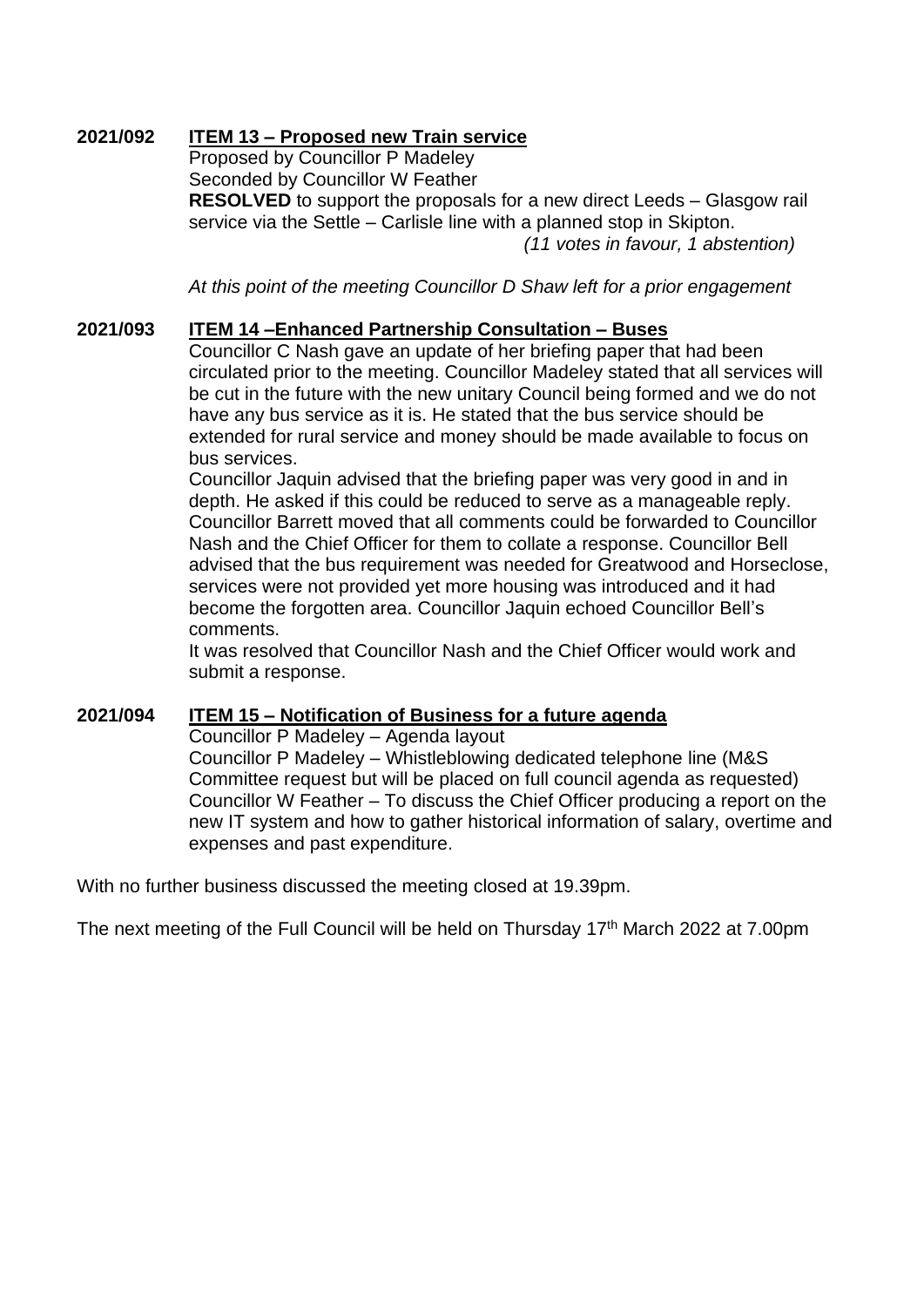**2021/092** **ITEM 13 – Proposed new Train service**

Proposed by Councillor P Madeley
Seconded by Councillor W Feather
**RESOLVED** to support the proposals for a new direct Leeds – Glasgow rail service via the Settle – Carlisle line with a planned stop in Skipton.
*(11 votes in favour, 1 abstention)*

*At this point of the meeting Councillor D Shaw left for a prior engagement*

**2021/093** **ITEM 14 –Enhanced Partnership Consultation – Buses**

Councillor C Nash gave an update of her briefing paper that had been circulated prior to the meeting. Councillor Madeley stated that all services will be cut in the future with the new unitary Council being formed and we do not have any bus service as it is. He stated that the bus service should be extended for rural service and money should be made available to focus on bus services.

Councillor Jaquin advised that the briefing paper was very good in and in depth. He asked if this could be reduced to serve as a manageable reply. Councillor Barrett moved that all comments could be forwarded to Councillor Nash and the Chief Officer for them to collate a response. Councillor Bell advised that the bus requirement was needed for Greatwood and Horseclose, services were not provided yet more housing was introduced and it had become the forgotten area. Councillor Jaquin echoed Councillor Bell's comments.

It was resolved that Councillor Nash and the Chief Officer would work and submit a response.

**2021/094** **ITEM 15 – Notification of Business for a future agenda**

Councillor P Madeley – Agenda layout
Councillor P Madeley – Whistleblowing dedicated telephone line (M&S Committee request but will be placed on full council agenda as requested)
Councillor W Feather – To discuss the Chief Officer producing a report on the new IT system and how to gather historical information of salary, overtime and expenses and past expenditure.

With no further business discussed the meeting closed at 19.39pm.

The next meeting of the Full Council will be held on Thursday 17th March 2022 at 7.00pm